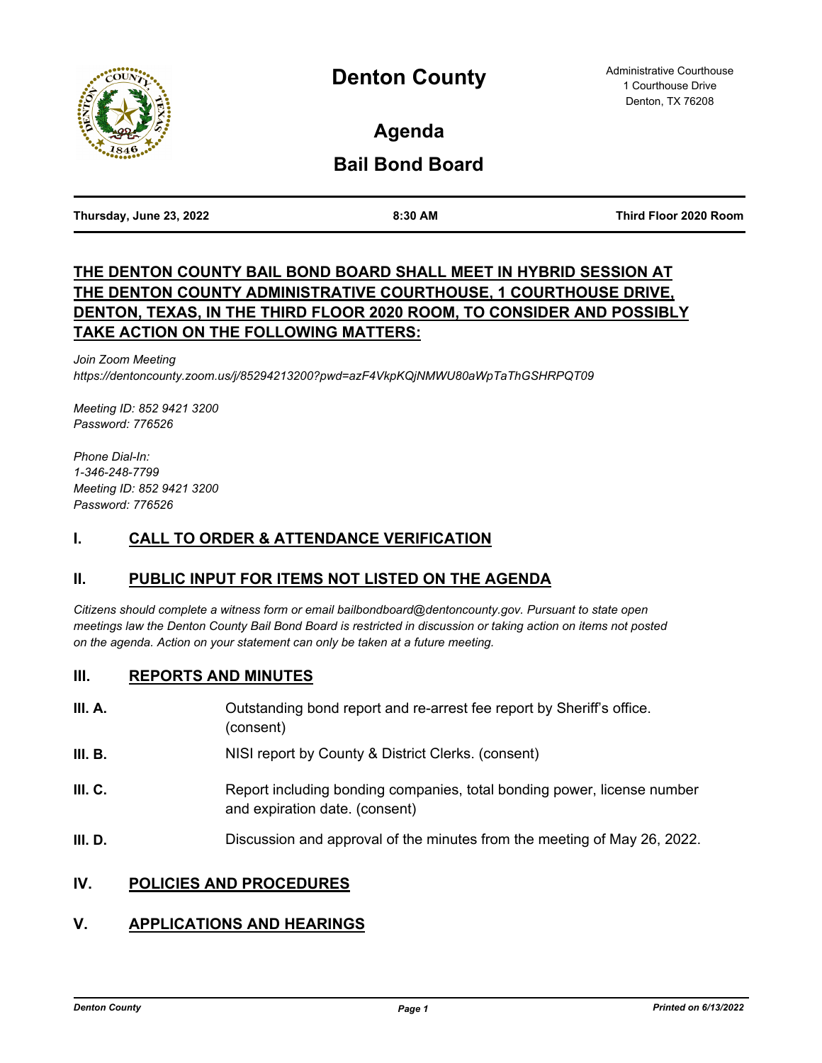# Denton County

Administrative Courthouse
1 Courthouse Drive
Denton, TX 76208

## Agenda

## Bail Bond Board

**Thursday, June 23, 2022** | **8:30 AM** | **Third Floor 2020 Room**

**THE DENTON COUNTY BAIL BOND BOARD SHALL MEET IN HYBRID SESSION AT THE DENTON COUNTY ADMINISTRATIVE COURTHOUSE, 1 COURTHOUSE DRIVE, DENTON, TEXAS, IN THE THIRD FLOOR 2020 ROOM, TO CONSIDER AND POSSIBLY TAKE ACTION ON THE FOLLOWING MATTERS:**

*Join Zoom Meeting*
*https://dentoncounty.zoom.us/j/85294213200?pwd=azF4VkpKQjNMWU80aWpTaThGSHRPQT09*

*Meeting ID: 852 9421 3200*
*Password: 776526*

*Phone Dial-In:*
*1-346-248-7799*
*Meeting ID: 852 9421 3200*
*Password: 776526*

## I. CALL TO ORDER & ATTENDANCE VERIFICATION

## II. PUBLIC INPUT FOR ITEMS NOT LISTED ON THE AGENDA

*Citizens should complete a witness form or email bailbondboard@dentoncounty.gov. Pursuant to state open meetings law the Denton County Bail Bond Board is restricted in discussion or taking action on items not posted on the agenda. Action on your statement can only be taken at a future meeting.*

## III. REPORTS AND MINUTES

**III. A.** Outstanding bond report and re-arrest fee report by Sheriff's office. (consent)

**III. B.** NISI report by County & District Clerks. (consent)

**III. C.** Report including bonding companies, total bonding power, license number and expiration date. (consent)

**III. D.** Discussion and approval of the minutes from the meeting of May 26, 2022.

## IV. POLICIES AND PROCEDURES

## V. APPLICATIONS AND HEARINGS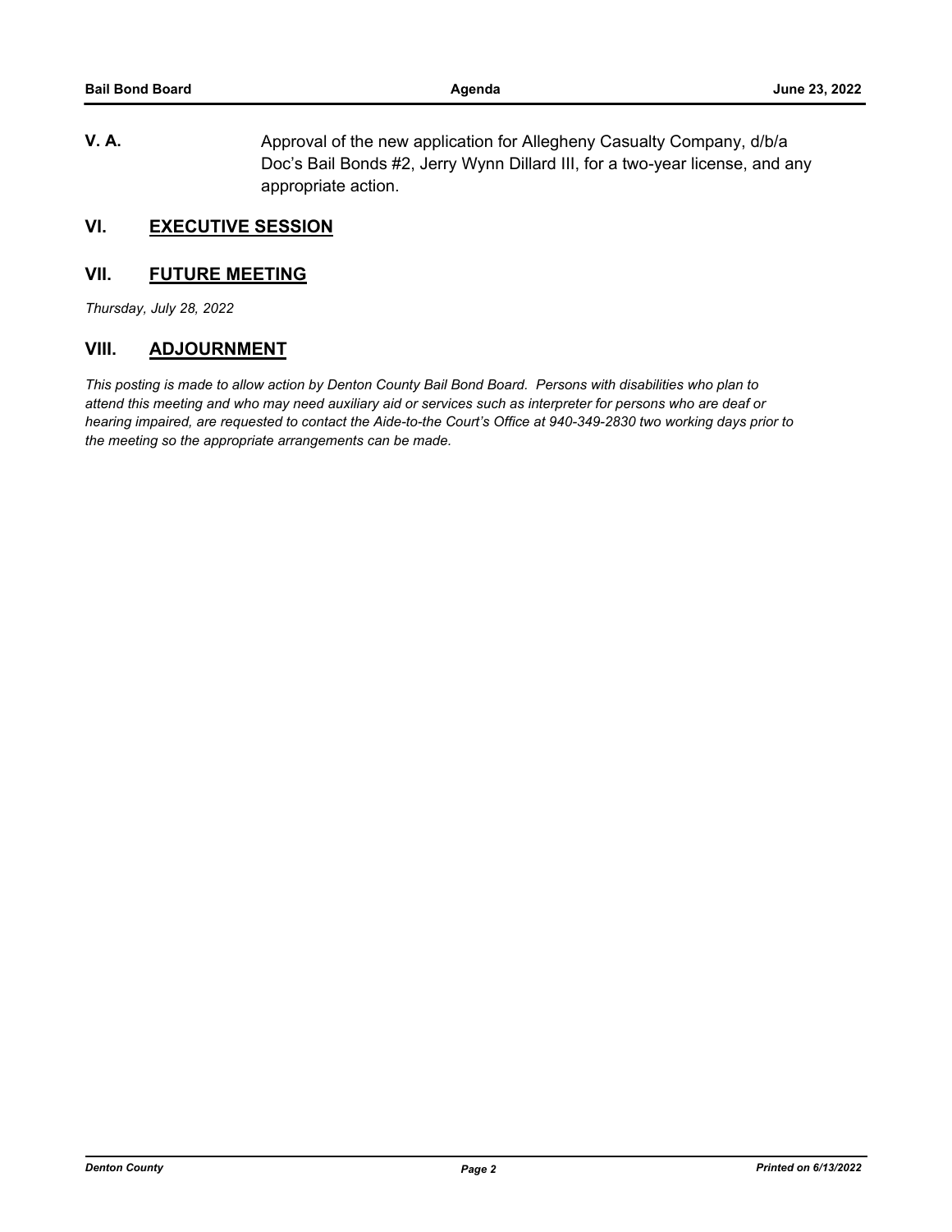**V. A.** Approval of the new application for Allegheny Casualty Company, d/b/a Doc's Bail Bonds #2, Jerry Wynn Dillard III, for a two-year license, and any appropriate action.

## VI. EXECUTIVE SESSION

## VII. FUTURE MEETING

*Thursday, July 28, 2022*

## VIII. ADJOURNMENT

*This posting is made to allow action by Denton County Bail Bond Board. Persons with disabilities who plan to attend this meeting and who may need auxiliary aid or services such as interpreter for persons who are deaf or hearing impaired, are requested to contact the Aide-to-the Court's Office at 940-349-2830 two working days prior to the meeting so the appropriate arrangements can be made.*